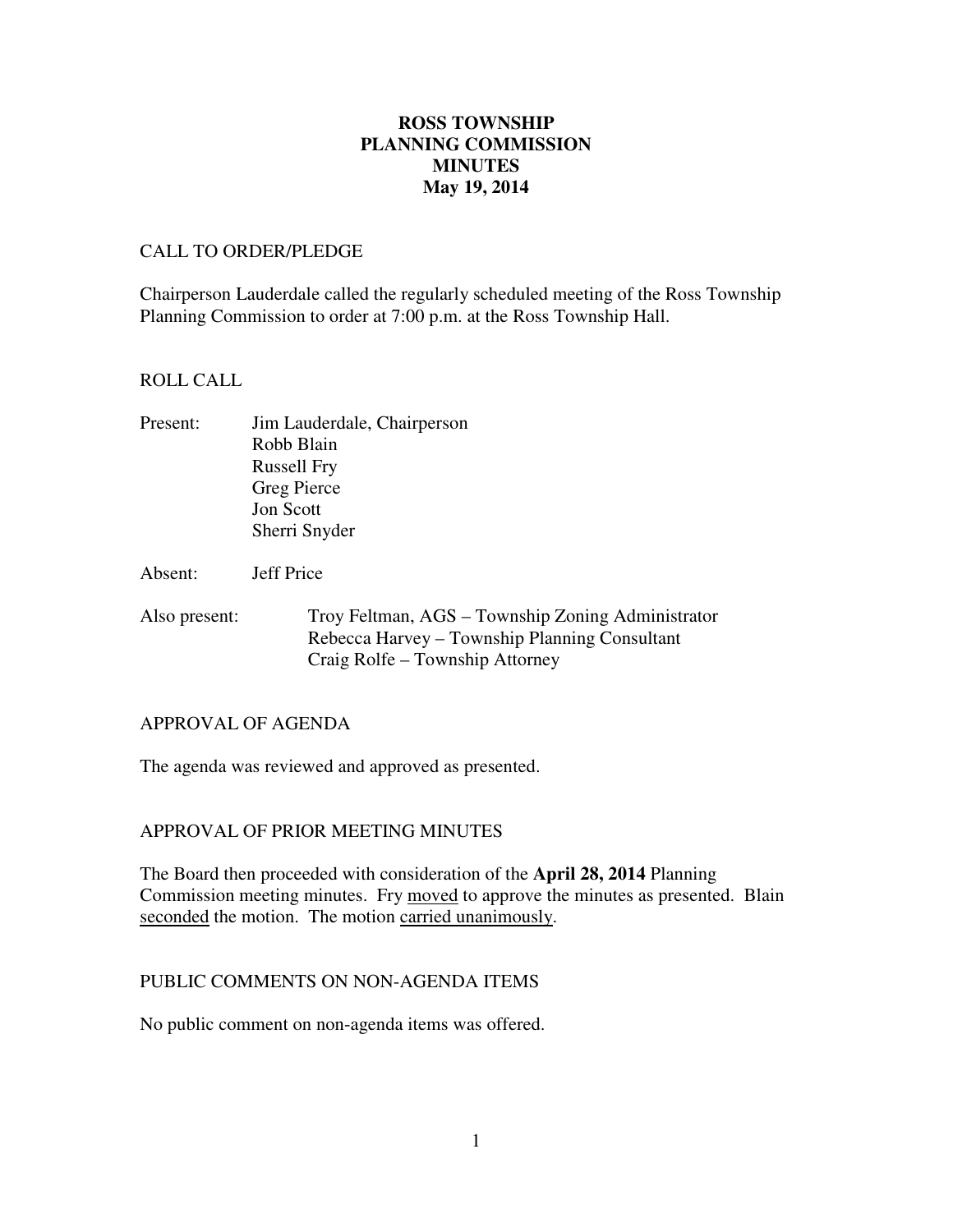# ROSS TOWNSHIP
# PLANNING COMMISSION
# MINUTES
# May 19, 2014

CALL TO ORDER/PLEDGE

Chairperson Lauderdale called the regularly scheduled meeting of the Ross Township Planning Commission to order at 7:00 p.m. at the Ross Township Hall.

ROLL CALL

Present: Jim Lauderdale, Chairperson
Robb Blain
Russell Fry
Greg Pierce
Jon Scott
Sherri Snyder

Absent: Jeff Price

Also present: Troy Feltman, AGS – Township Zoning Administrator
Rebecca Harvey – Township Planning Consultant
Craig Rolfe – Township Attorney

APPROVAL OF AGENDA

The agenda was reviewed and approved as presented.

APPROVAL OF PRIOR MEETING MINUTES

The Board then proceeded with consideration of the **April 28, 2014** Planning Commission meeting minutes. Fry moved to approve the minutes as presented. Blain seconded the motion. The motion carried unanimously.

PUBLIC COMMENTS ON NON-AGENDA ITEMS

No public comment on non-agenda items was offered.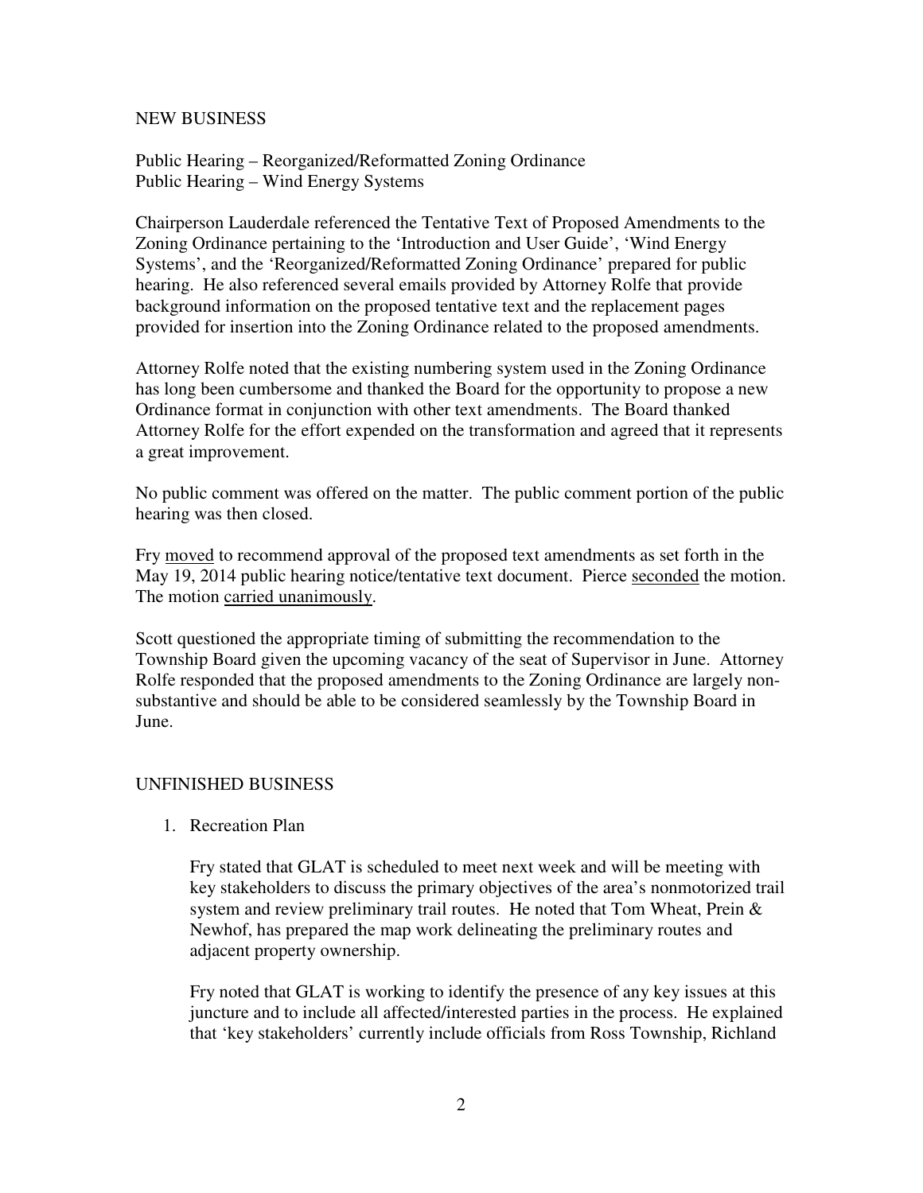## NEW BUSINESS

Public Hearing – Reorganized/Reformatted Zoning Ordinance
Public Hearing – Wind Energy Systems

Chairperson Lauderdale referenced the Tentative Text of Proposed Amendments to the Zoning Ordinance pertaining to the 'Introduction and User Guide', 'Wind Energy Systems', and the 'Reorganized/Reformatted Zoning Ordinance' prepared for public hearing. He also referenced several emails provided by Attorney Rolfe that provide background information on the proposed tentative text and the replacement pages provided for insertion into the Zoning Ordinance related to the proposed amendments.

Attorney Rolfe noted that the existing numbering system used in the Zoning Ordinance has long been cumbersome and thanked the Board for the opportunity to propose a new Ordinance format in conjunction with other text amendments. The Board thanked Attorney Rolfe for the effort expended on the transformation and agreed that it represents a great improvement.

No public comment was offered on the matter. The public comment portion of the public hearing was then closed.

Fry <u>moved</u> to recommend approval of the proposed text amendments as set forth in the May 19, 2014 public hearing notice/tentative text document. Pierce <u>seconded</u> the motion. The motion <u>carried unanimously</u>.

Scott questioned the appropriate timing of submitting the recommendation to the Township Board given the upcoming vacancy of the seat of Supervisor in June. Attorney Rolfe responded that the proposed amendments to the Zoning Ordinance are largely non-substantive and should be able to be considered seamlessly by the Township Board in June.

## UNFINISHED BUSINESS

1. Recreation Plan

   Fry stated that GLAT is scheduled to meet next week and will be meeting with key stakeholders to discuss the primary objectives of the area's nonmotorized trail system and review preliminary trail routes. He noted that Tom Wheat, Prein & Newhof, has prepared the map work delineating the preliminary routes and adjacent property ownership.

   Fry noted that GLAT is working to identify the presence of any key issues at this juncture and to include all affected/interested parties in the process. He explained that 'key stakeholders' currently include officials from Ross Township, Richland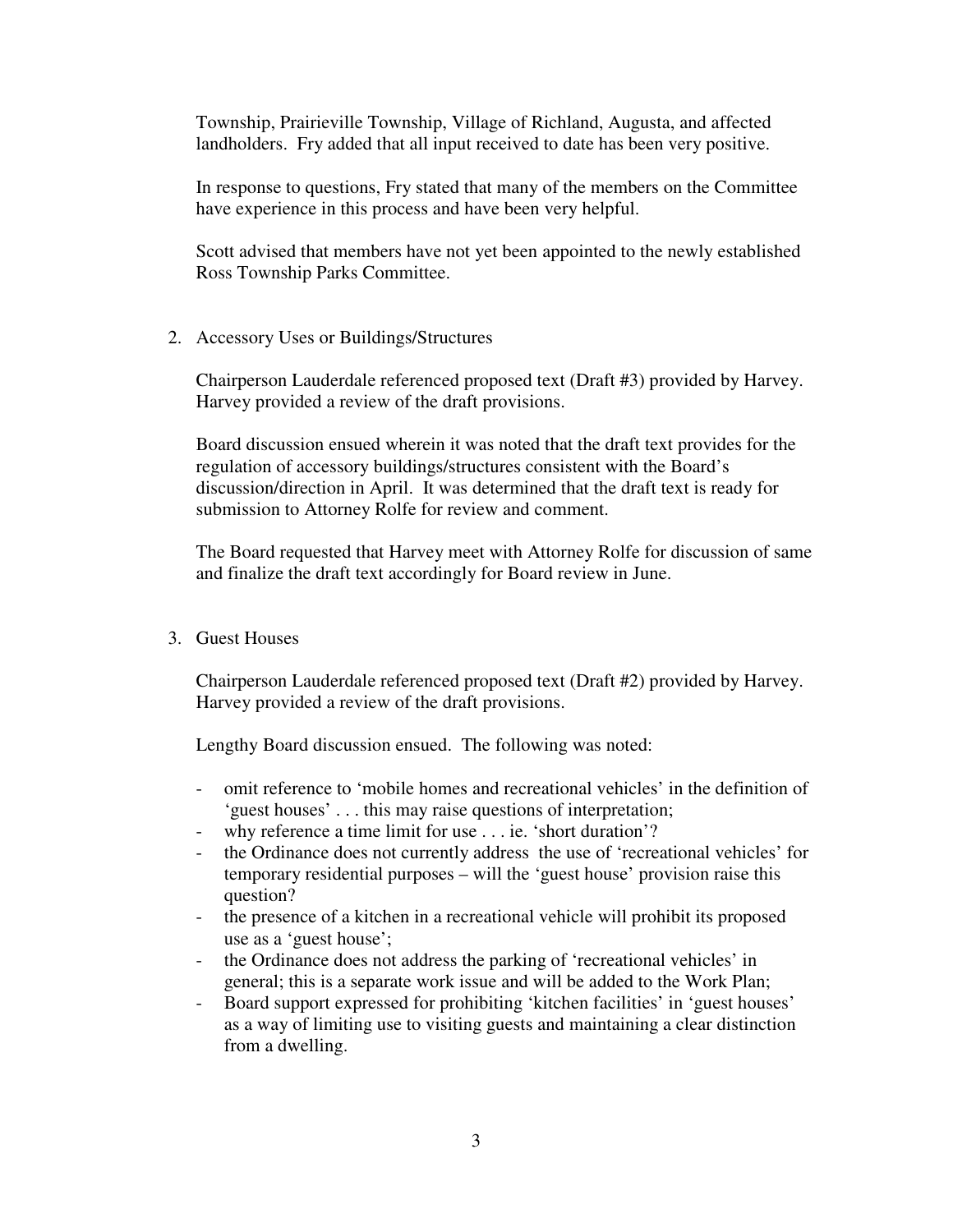Township, Prairieville Township, Village of Richland, Augusta, and affected landholders. Fry added that all input received to date has been very positive.

In response to questions, Fry stated that many of the members on the Committee have experience in this process and have been very helpful.

Scott advised that members have not yet been appointed to the newly established Ross Township Parks Committee.

2. Accessory Uses or Buildings/Structures

   Chairperson Lauderdale referenced proposed text (Draft #3) provided by Harvey. Harvey provided a review of the draft provisions.

   Board discussion ensued wherein it was noted that the draft text provides for the regulation of accessory buildings/structures consistent with the Board's discussion/direction in April. It was determined that the draft text is ready for submission to Attorney Rolfe for review and comment.

   The Board requested that Harvey meet with Attorney Rolfe for discussion of same and finalize the draft text accordingly for Board review in June.

3. Guest Houses

   Chairperson Lauderdale referenced proposed text (Draft #2) provided by Harvey. Harvey provided a review of the draft provisions.

   Lengthy Board discussion ensued. The following was noted:

   - omit reference to 'mobile homes and recreational vehicles' in the definition of 'guest houses' . . . this may raise questions of interpretation;
   - why reference a time limit for use . . . ie. 'short duration'?
   - the Ordinance does not currently address the use of 'recreational vehicles' for temporary residential purposes – will the 'guest house' provision raise this question?
   - the presence of a kitchen in a recreational vehicle will prohibit its proposed use as a 'guest house';
   - the Ordinance does not address the parking of 'recreational vehicles' in general; this is a separate work issue and will be added to the Work Plan;
   - Board support expressed for prohibiting 'kitchen facilities' in 'guest houses' as a way of limiting use to visiting guests and maintaining a clear distinction from a dwelling.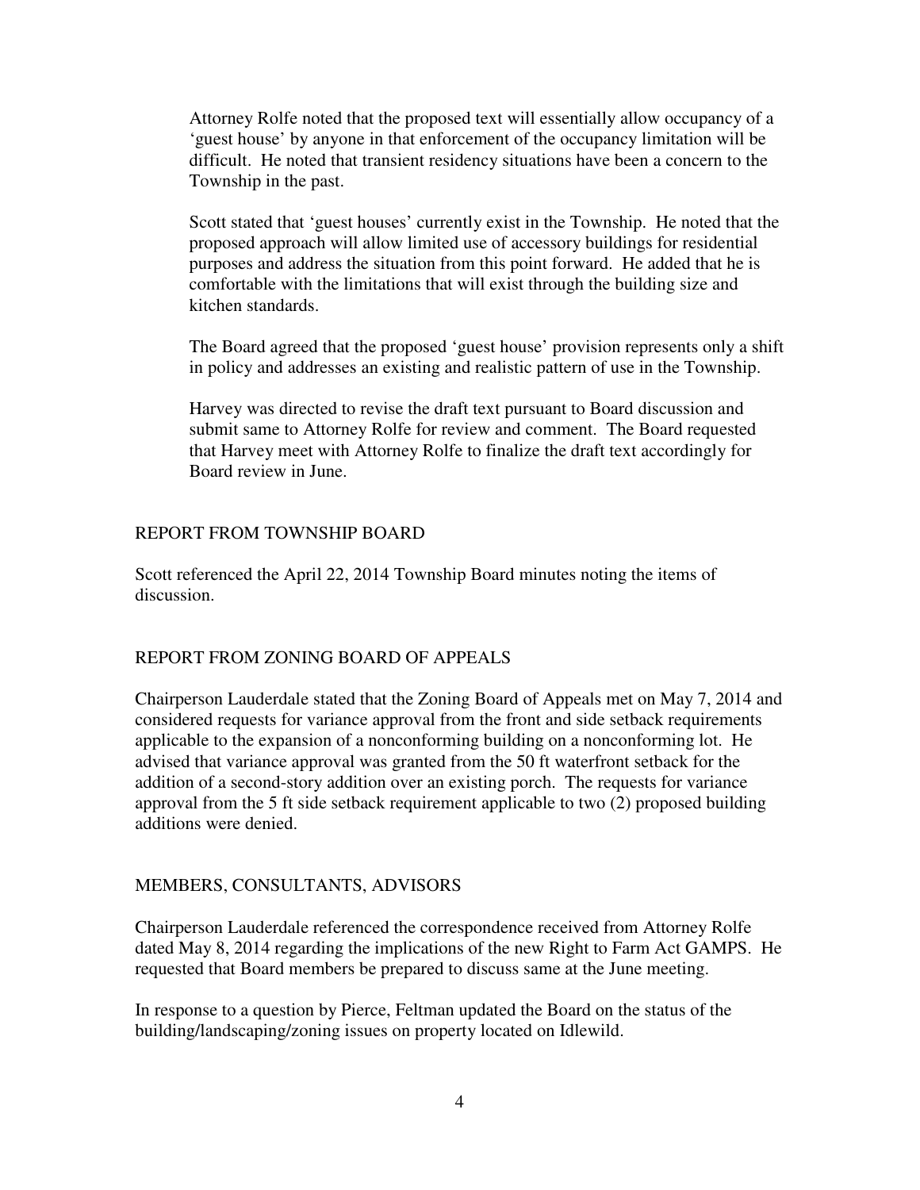Attorney Rolfe noted that the proposed text will essentially allow occupancy of a 'guest house' by anyone in that enforcement of the occupancy limitation will be difficult. He noted that transient residency situations have been a concern to the Township in the past.

Scott stated that 'guest houses' currently exist in the Township. He noted that the proposed approach will allow limited use of accessory buildings for residential purposes and address the situation from this point forward. He added that he is comfortable with the limitations that will exist through the building size and kitchen standards.

The Board agreed that the proposed 'guest house' provision represents only a shift in policy and addresses an existing and realistic pattern of use in the Township.

Harvey was directed to revise the draft text pursuant to Board discussion and submit same to Attorney Rolfe for review and comment. The Board requested that Harvey meet with Attorney Rolfe to finalize the draft text accordingly for Board review in June.

## REPORT FROM TOWNSHIP BOARD

Scott referenced the April 22, 2014 Township Board minutes noting the items of discussion.

## REPORT FROM ZONING BOARD OF APPEALS

Chairperson Lauderdale stated that the Zoning Board of Appeals met on May 7, 2014 and considered requests for variance approval from the front and side setback requirements applicable to the expansion of a nonconforming building on a nonconforming lot. He advised that variance approval was granted from the 50 ft waterfront setback for the addition of a second-story addition over an existing porch. The requests for variance approval from the 5 ft side setback requirement applicable to two (2) proposed building additions were denied.

## MEMBERS, CONSULTANTS, ADVISORS

Chairperson Lauderdale referenced the correspondence received from Attorney Rolfe dated May 8, 2014 regarding the implications of the new Right to Farm Act GAMPS. He requested that Board members be prepared to discuss same at the June meeting.

In response to a question by Pierce, Feltman updated the Board on the status of the building/landscaping/zoning issues on property located on Idlewild.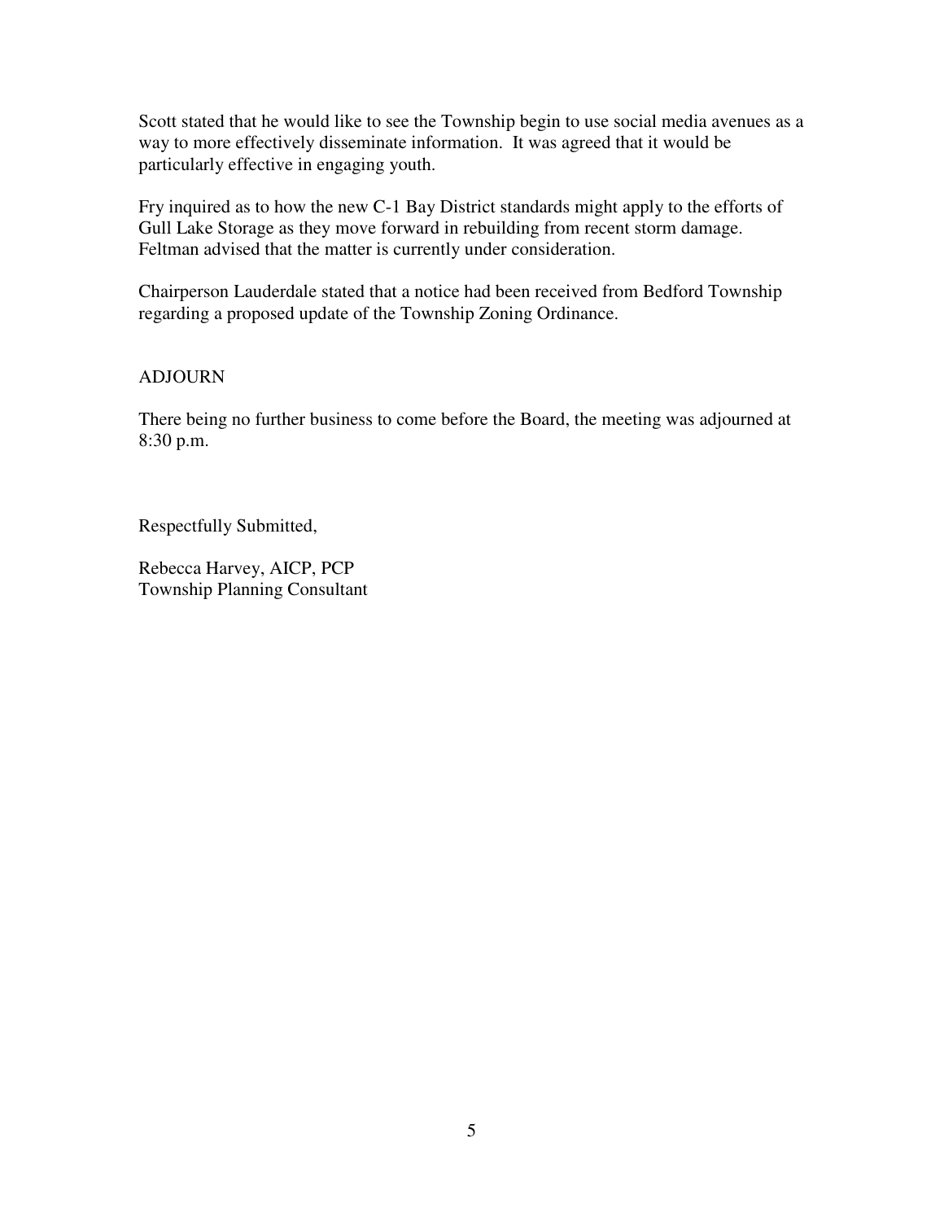Scott stated that he would like to see the Township begin to use social media avenues as a way to more effectively disseminate information. It was agreed that it would be particularly effective in engaging youth.

Fry inquired as to how the new C-1 Bay District standards might apply to the efforts of Gull Lake Storage as they move forward in rebuilding from recent storm damage. Feltman advised that the matter is currently under consideration.

Chairperson Lauderdale stated that a notice had been received from Bedford Township regarding a proposed update of the Township Zoning Ordinance.

ADJOURN

There being no further business to come before the Board, the meeting was adjourned at 8:30 p.m.

Respectfully Submitted,

Rebecca Harvey, AICP, PCP
Township Planning Consultant